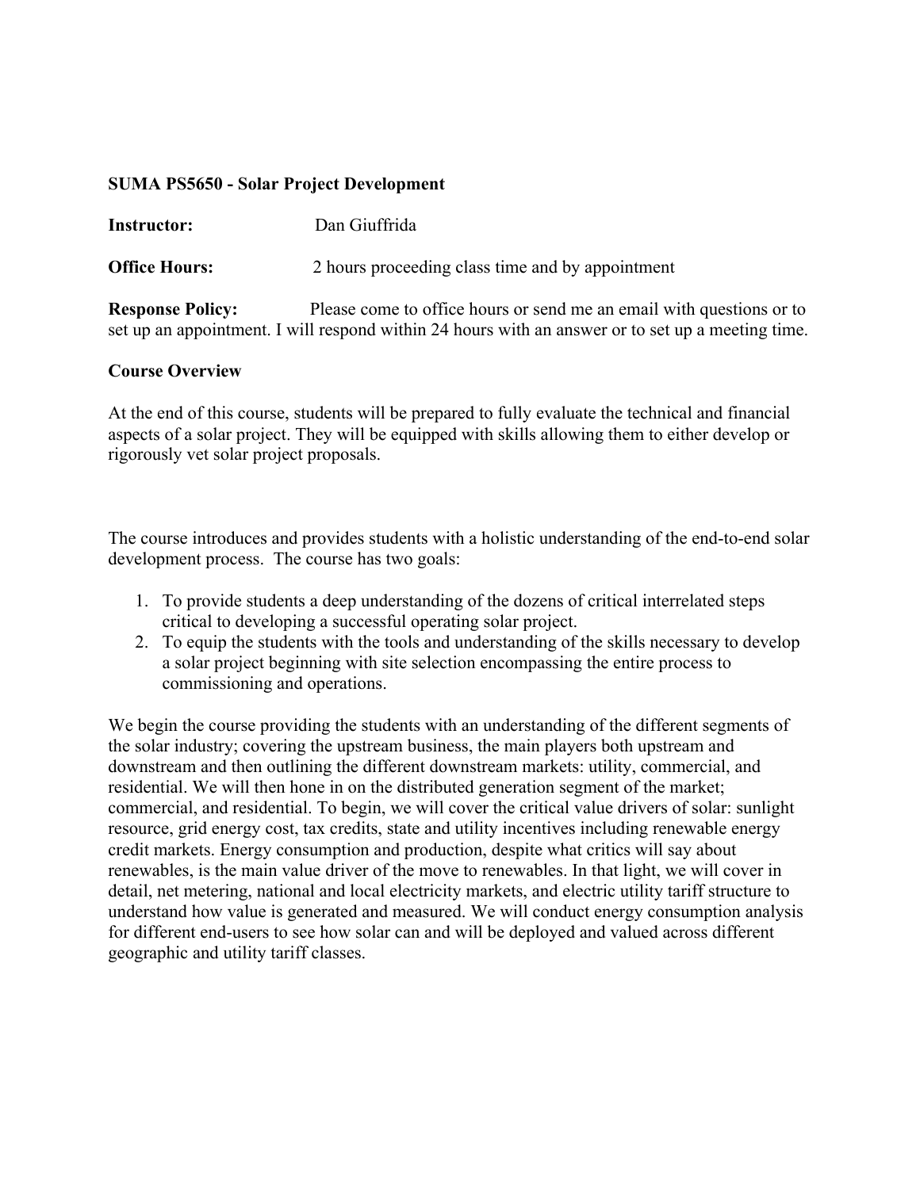**SUMA PS5650 - Solar Project Development**

**Instructor:** Dan Giuffrida

**Office Hours:** 2 hours proceeding class time and by appointment

**Response Policy:** Please come to office hours or send me an email with questions or to set up an appointment. I will respond within 24 hours with an answer or to set up a meeting time.

**Course Overview**

At the end of this course, students will be prepared to fully evaluate the technical and financial aspects of a solar project. They will be equipped with skills allowing them to either develop or rigorously vet solar project proposals.

The course introduces and provides students with a holistic understanding of the end-to-end solar development process. The course has two goals:

1. To provide students a deep understanding of the dozens of critical interrelated steps critical to developing a successful operating solar project.
2. To equip the students with the tools and understanding of the skills necessary to develop a solar project beginning with site selection encompassing the entire process to commissioning and operations.

We begin the course providing the students with an understanding of the different segments of the solar industry; covering the upstream business, the main players both upstream and downstream and then outlining the different downstream markets: utility, commercial, and residential. We will then hone in on the distributed generation segment of the market; commercial, and residential. To begin, we will cover the critical value drivers of solar: sunlight resource, grid energy cost, tax credits, state and utility incentives including renewable energy credit markets. Energy consumption and production, despite what critics will say about renewables, is the main value driver of the move to renewables. In that light, we will cover in detail, net metering, national and local electricity markets, and electric utility tariff structure to understand how value is generated and measured. We will conduct energy consumption analysis for different end-users to see how solar can and will be deployed and valued across different geographic and utility tariff classes.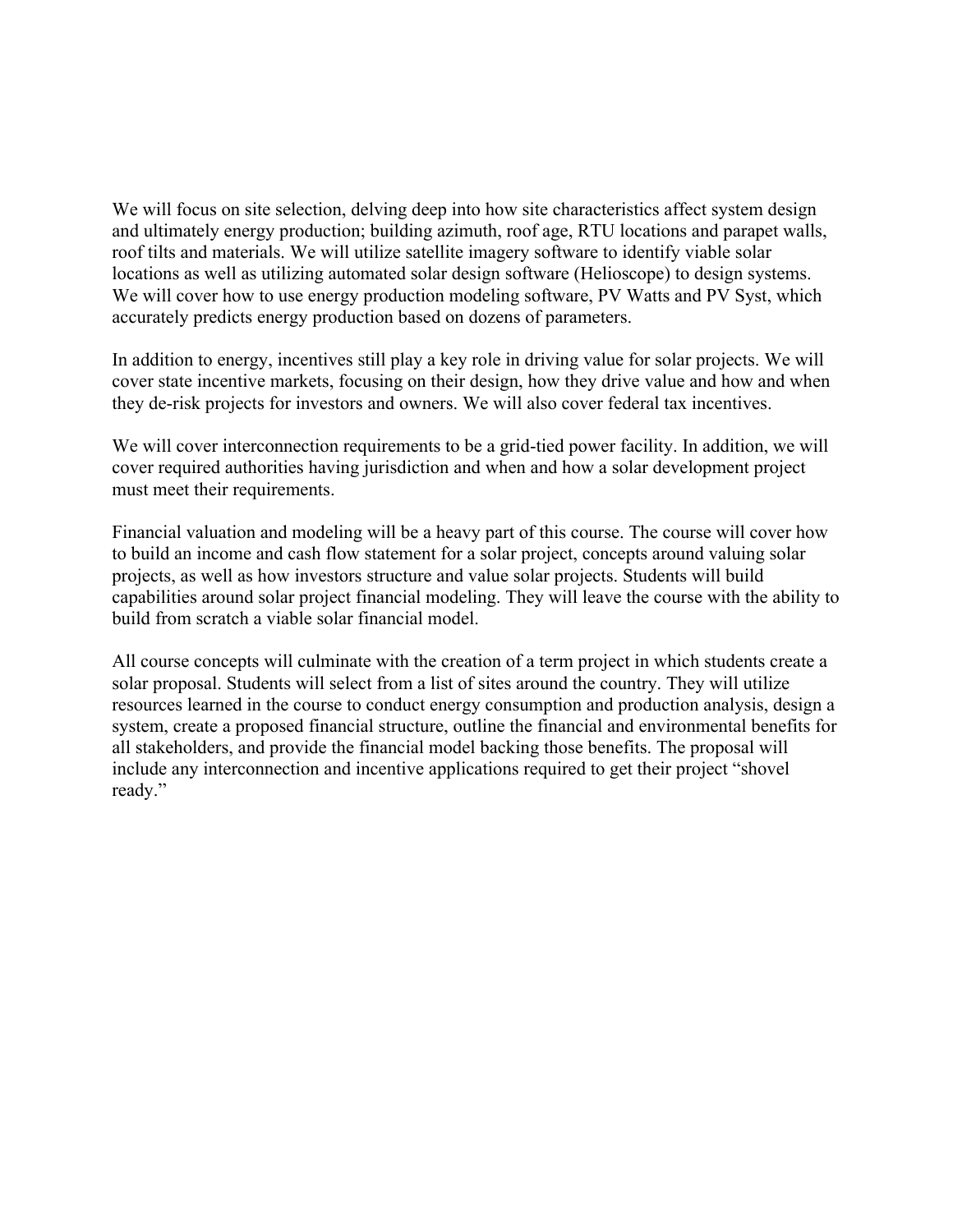We will focus on site selection, delving deep into how site characteristics affect system design and ultimately energy production; building azimuth, roof age, RTU locations and parapet walls, roof tilts and materials. We will utilize satellite imagery software to identify viable solar locations as well as utilizing automated solar design software (Helioscope) to design systems. We will cover how to use energy production modeling software, PV Watts and PV Syst, which accurately predicts energy production based on dozens of parameters.

In addition to energy, incentives still play a key role in driving value for solar projects. We will cover state incentive markets, focusing on their design, how they drive value and how and when they de-risk projects for investors and owners. We will also cover federal tax incentives.

We will cover interconnection requirements to be a grid-tied power facility. In addition, we will cover required authorities having jurisdiction and when and how a solar development project must meet their requirements.

Financial valuation and modeling will be a heavy part of this course. The course will cover how to build an income and cash flow statement for a solar project, concepts around valuing solar projects, as well as how investors structure and value solar projects. Students will build capabilities around solar project financial modeling. They will leave the course with the ability to build from scratch a viable solar financial model.

All course concepts will culminate with the creation of a term project in which students create a solar proposal. Students will select from a list of sites around the country. They will utilize resources learned in the course to conduct energy consumption and production analysis, design a system, create a proposed financial structure, outline the financial and environmental benefits for all stakeholders, and provide the financial model backing those benefits. The proposal will include any interconnection and incentive applications required to get their project "shovel ready."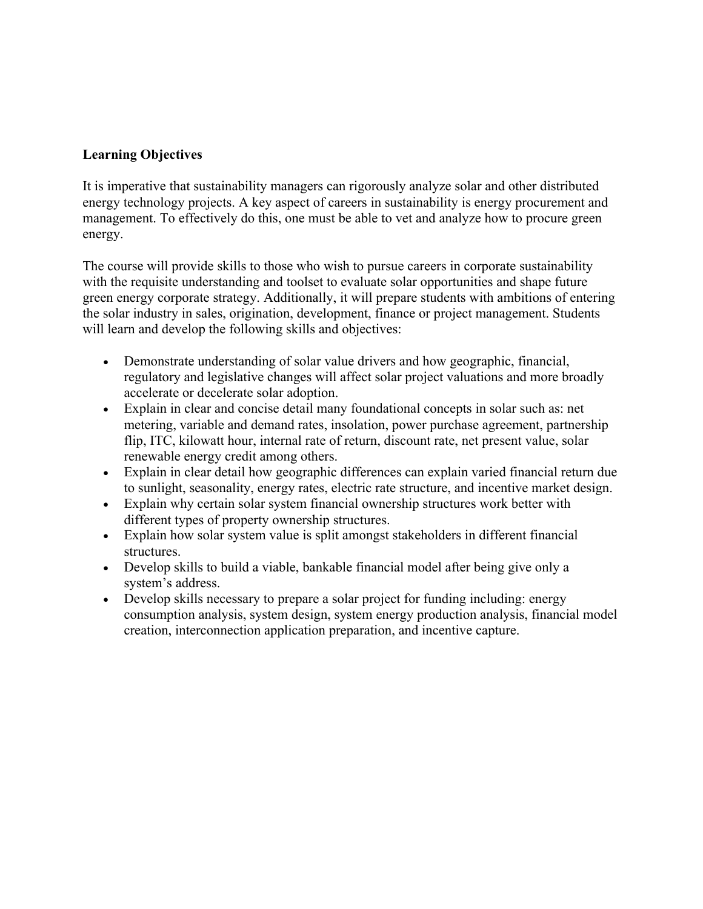**Learning Objectives**

It is imperative that sustainability managers can rigorously analyze solar and other distributed energy technology projects. A key aspect of careers in sustainability is energy procurement and management. To effectively do this, one must be able to vet and analyze how to procure green energy.

The course will provide skills to those who wish to pursue careers in corporate sustainability with the requisite understanding and toolset to evaluate solar opportunities and shape future green energy corporate strategy. Additionally, it will prepare students with ambitions of entering the solar industry in sales, origination, development, finance or project management. Students will learn and develop the following skills and objectives:

- Demonstrate understanding of solar value drivers and how geographic, financial, regulatory and legislative changes will affect solar project valuations and more broadly accelerate or decelerate solar adoption.
- Explain in clear and concise detail many foundational concepts in solar such as: net metering, variable and demand rates, insolation, power purchase agreement, partnership flip, ITC, kilowatt hour, internal rate of return, discount rate, net present value, solar renewable energy credit among others.
- Explain in clear detail how geographic differences can explain varied financial return due to sunlight, seasonality, energy rates, electric rate structure, and incentive market design.
- Explain why certain solar system financial ownership structures work better with different types of property ownership structures.
- Explain how solar system value is split amongst stakeholders in different financial structures.
- Develop skills to build a viable, bankable financial model after being give only a system's address.
- Develop skills necessary to prepare a solar project for funding including: energy consumption analysis, system design, system energy production analysis, financial model creation, interconnection application preparation, and incentive capture.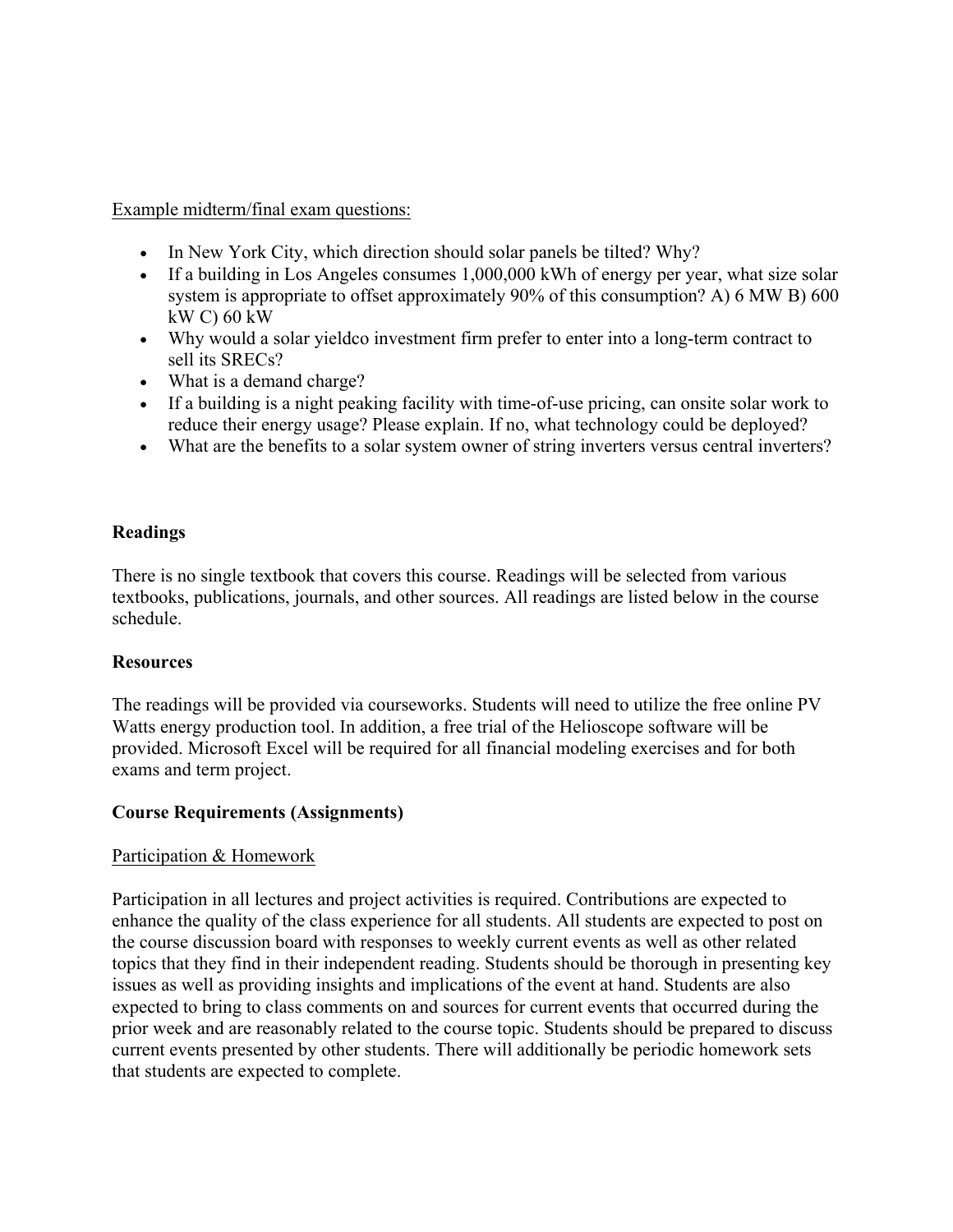Example midterm/final exam questions:

- In New York City, which direction should solar panels be tilted? Why?
- If a building in Los Angeles consumes 1,000,000 kWh of energy per year, what size solar system is appropriate to offset approximately 90% of this consumption? A) 6 MW B) 600 kW C) 60 kW
- Why would a solar yieldco investment firm prefer to enter into a long-term contract to sell its SRECs?
- What is a demand charge?
- If a building is a night peaking facility with time-of-use pricing, can onsite solar work to reduce their energy usage? Please explain. If no, what technology could be deployed?
- What are the benefits to a solar system owner of string inverters versus central inverters?

**Readings**

There is no single textbook that covers this course. Readings will be selected from various textbooks, publications, journals, and other sources. All readings are listed below in the course schedule.

**Resources**

The readings will be provided via courseworks. Students will need to utilize the free online PV Watts energy production tool. In addition, a free trial of the Helioscope software will be provided. Microsoft Excel will be required for all financial modeling exercises and for both exams and term project.

**Course Requirements (Assignments)**

Participation & Homework

Participation in all lectures and project activities is required. Contributions are expected to enhance the quality of the class experience for all students. All students are expected to post on the course discussion board with responses to weekly current events as well as other related topics that they find in their independent reading. Students should be thorough in presenting key issues as well as providing insights and implications of the event at hand. Students are also expected to bring to class comments on and sources for current events that occurred during the prior week and are reasonably related to the course topic. Students should be prepared to discuss current events presented by other students. There will additionally be periodic homework sets that students are expected to complete.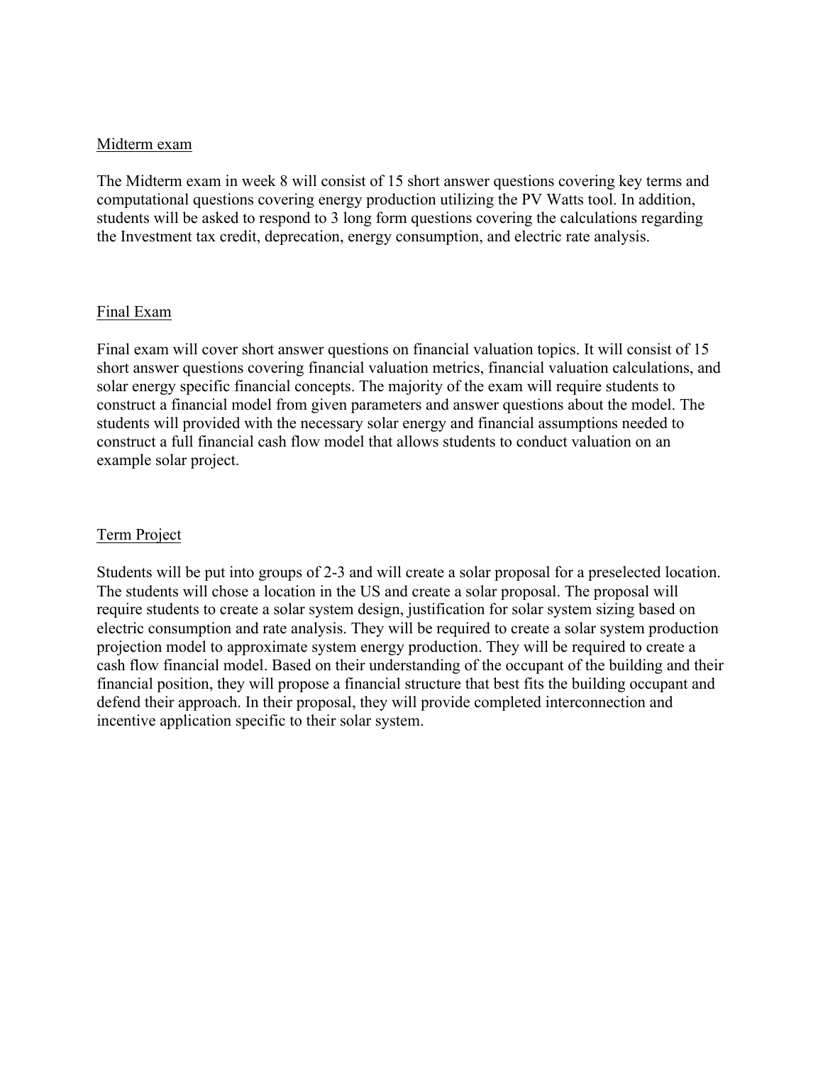## Midterm exam

The Midterm exam in week 8 will consist of 15 short answer questions covering key terms and computational questions covering energy production utilizing the PV Watts tool. In addition, students will be asked to respond to 3 long form questions covering the calculations regarding the Investment tax credit, deprecation, energy consumption, and electric rate analysis.

## Final Exam

Final exam will cover short answer questions on financial valuation topics. It will consist of 15 short answer questions covering financial valuation metrics, financial valuation calculations, and solar energy specific financial concepts. The majority of the exam will require students to construct a financial model from given parameters and answer questions about the model. The students will provided with the necessary solar energy and financial assumptions needed to construct a full financial cash flow model that allows students to conduct valuation on an example solar project.

## Term Project

Students will be put into groups of 2-3 and will create a solar proposal for a preselected location. The students will chose a location in the US and create a solar proposal. The proposal will require students to create a solar system design, justification for solar system sizing based on electric consumption and rate analysis. They will be required to create a solar system production projection model to approximate system energy production. They will be required to create a cash flow financial model. Based on their understanding of the occupant of the building and their financial position, they will propose a financial structure that best fits the building occupant and defend their approach. In their proposal, they will provide completed interconnection and incentive application specific to their solar system.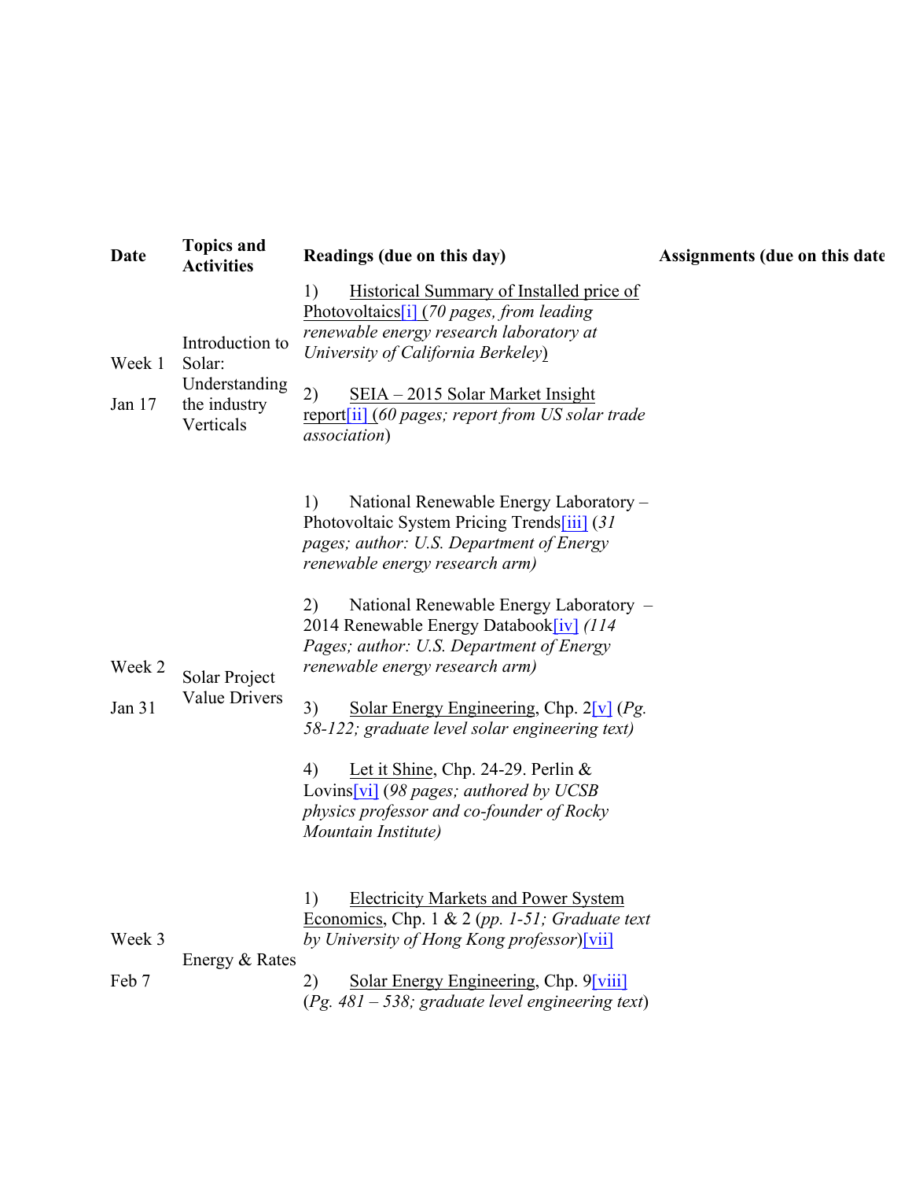| Date | Topics and Activities | Readings (due on this day) | Assignments (due on this date |
| --- | --- | --- | --- |
| Week 1<br><br>Jan 17 | Introduction to Solar: Understanding the industry Verticals | 1) Historical Summary of Installed price of Photovoltaics[i] (*70 pages, from leading renewable energy research laboratory at University of California Berkeley*)<br><br>2) SEIA – 2015 Solar Market Insight report[ii] (*60 pages; report from US solar trade association*) | |
| Week 2<br><br>Jan 31 | Solar Project Value Drivers | 1) National Renewable Energy Laboratory – Photovoltaic System Pricing Trends[iii] (*31 pages; author: U.S. Department of Energy renewable energy research arm)*<br><br>2) National Renewable Energy Laboratory – 2014 Renewable Energy Databook[iv] *(114 Pages; author: U.S. Department of Energy renewable energy research arm)*<br><br>3) Solar Energy Engineering, Chp. 2[v] (*Pg. 58-122; graduate level solar engineering text)*<br><br>4) Let it Shine, Chp. 24-29. Perlin & Lovins[vi] (*98 pages; authored by UCSB physics professor and co-founder of Rocky Mountain Institute)* | |
| Week 3<br><br>Feb 7 | Energy & Rates | 1) Electricity Markets and Power System Economics, Chp. 1 & 2 (*pp. 1-51; Graduate text by University of Hong Kong professor*)[vii]<br><br>2) Solar Energy Engineering, Chp. 9[viii] (*Pg. 481 – 538; graduate level engineering text*) | |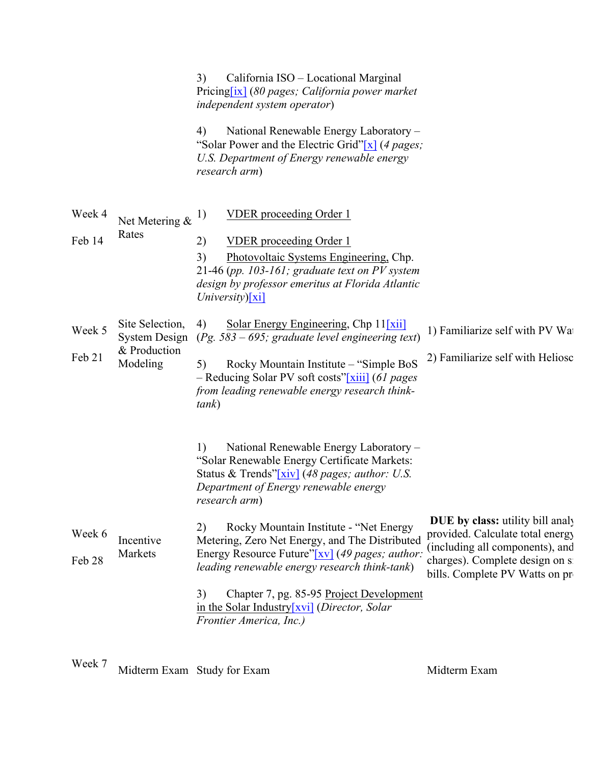| | | | |
|---|---|---|---|
| | | 3) California ISO – Locational Marginal Pricing[ix] (*80 pages; California power market independent system operator*)<br><br>4) National Renewable Energy Laboratory – "Solar Power and the Electric Grid"[x] (*4 pages; U.S. Department of Energy renewable energy research arm*) | |
| Week 4<br><br>Feb 14 | Net Metering & Rates | 1) VDER proceeding Order 1<br><br>2) VDER proceeding Order 1<br>3) Photovoltaic Systems Engineering, Chp. 21-46 (*pp. 103-161; graduate text on PV system design by professor emeritus at Florida Atlantic University*)[xi] | |
| Week 5<br><br>Feb 21 | Site Selection, System Design & Production Modeling | 4) Solar Energy Engineering, Chp 11[xii] (*Pg. 583 – 695; graduate level engineering text*)<br><br>5) Rocky Mountain Institute – "Simple BoS – Reducing Solar PV soft costs"[xiii] (*61 pages from leading renewable energy research think-tank*) | 1) Familiarize self with PV Wat<br><br>2) Familiarize self with Heliosc |
| Week 6<br><br>Feb 28 | Incentive Markets | 1) National Renewable Energy Laboratory – "Solar Renewable Energy Certificate Markets: Status & Trends"[xiv] (*48 pages; author: U.S. Department of Energy renewable energy research arm*)<br><br>2) Rocky Mountain Institute - "Net Energy Metering, Zero Net Energy, and The Distributed Energy Resource Future"[xv] (*49 pages; author: leading renewable energy research think-tank*)<br><br>3) Chapter 7, pg. 85-95 Project Development in the Solar Industry[xvi] (*Director, Solar Frontier America, Inc.)* | **DUE by class:** utility bill analy provided. Calculate total energy (including all components), and charges). Complete design on s bills. Complete PV Watts on pr |
| Week 7 | Midterm Exam | Study for Exam | Midterm Exam |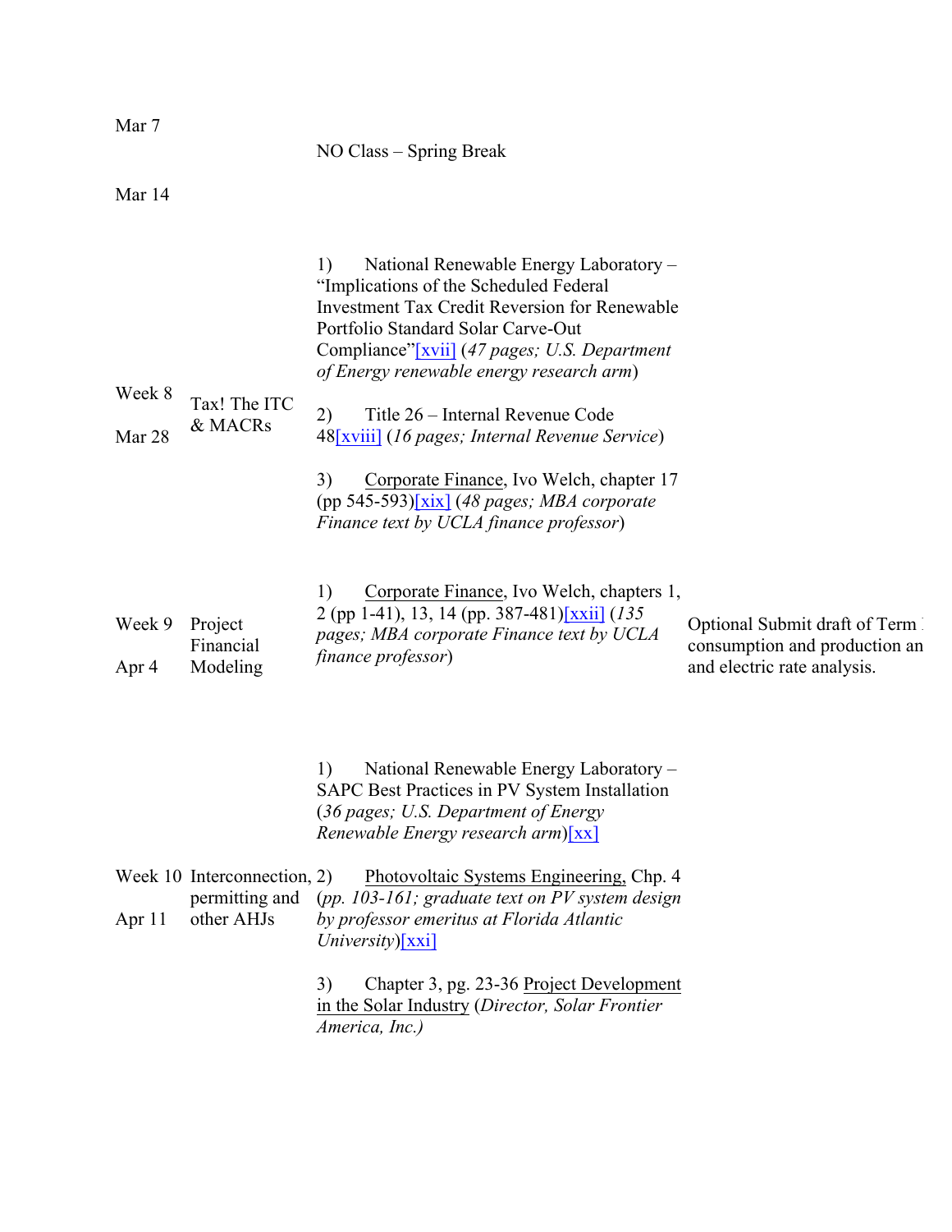| | | | |
|---|---|---|---|
| Mar 7<br><br>Mar 14 | | NO Class – Spring Break | |
| Week 8<br><br>Mar 28 | Tax! The ITC & MACRs | 1) National Renewable Energy Laboratory – "Implications of the Scheduled Federal Investment Tax Credit Reversion for Renewable Portfolio Standard Solar Carve-Out Compliance"[xvii] (*47 pages; U.S. Department of Energy renewable energy research arm*)<br><br>2) Title 26 – Internal Revenue Code 48[xviii] (*16 pages; Internal Revenue Service*)<br><br>3) Corporate Finance, Ivo Welch, chapter 17 (pp 545-593)[xix] (*48 pages; MBA corporate Finance text by UCLA finance professor*) | |
| Week 9<br><br>Apr 4 | Project Financial Modeling | 1) Corporate Finance, Ivo Welch, chapters 1, 2 (pp 1-41), 13, 14 (pp. 387-481)[xxii] (*135 pages; MBA corporate Finance text by UCLA finance professor*) | Optional Submit draft of Term consumption and production an and electric rate analysis. |
| Week 10<br><br>Apr 11 | Interconnection, permitting and other AHJs | 1) National Renewable Energy Laboratory – SAPC Best Practices in PV System Installation (*36 pages; U.S. Department of Energy Renewable Energy research arm*)[xx]<br><br>2) Photovoltaic Systems Engineering, Chp. 4 (*pp. 103-161; graduate text on PV system design by professor emeritus at Florida Atlantic University*)[xxi]<br><br>3) Chapter 3, pg. 23-36 Project Development in the Solar Industry (*Director, Solar Frontier America, Inc.)* | |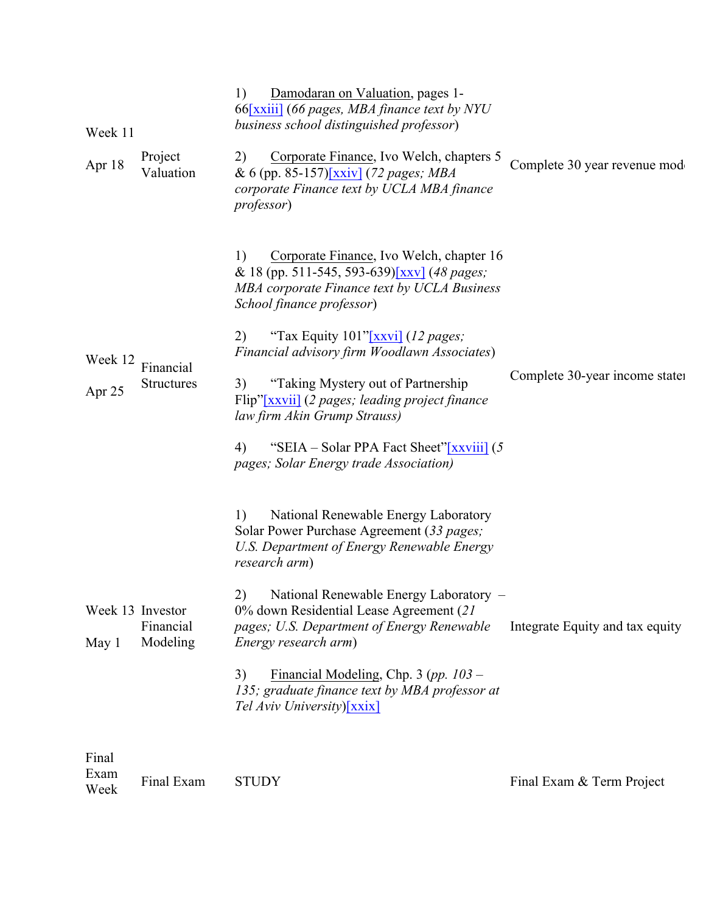| | | | |
|---|---|---|---|
| Week 11<br><br>Apr 18 | Project Valuation | 1) Damodaran on Valuation, pages 1-66[xxiii] (*66 pages, MBA finance text by NYU business school distinguished professor*)<br><br>2) Corporate Finance, Ivo Welch, chapters 5 & 6 (pp. 85-157)[xxiv] (*72 pages; MBA corporate Finance text by UCLA MBA finance professor*) | Complete 30 year revenue mod |
| Week 12<br><br>Apr 25 | Financial Structures | 1) Corporate Finance, Ivo Welch, chapter 16 & 18 (pp. 511-545, 593-639)[xxv] (*48 pages; MBA corporate Finance text by UCLA Business School finance professor*)<br><br>2) "Tax Equity 101"[xxvi] (*12 pages; Financial advisory firm Woodlawn Associates*)<br><br>3) "Taking Mystery out of Partnership Flip"[xxvii] (*2 pages; leading project finance law firm Akin Grump Strauss)*<br><br>4) "SEIA – Solar PPA Fact Sheet"[xxviii] (*5 pages; Solar Energy trade Association)* | Complete 30-year income state |
| Week 13<br><br>May 1 | Investor Financial Modeling | 1) National Renewable Energy Laboratory Solar Power Purchase Agreement (*33 pages; U.S. Department of Energy Renewable Energy research arm*)<br><br>2) National Renewable Energy Laboratory – 0% down Residential Lease Agreement (*21 pages; U.S. Department of Energy Renewable Energy research arm*)<br><br>3) Financial Modeling, Chp. 3 (*pp. 103 – 135; graduate finance text by MBA professor at Tel Aviv University*)[xxix] | Integrate Equity and tax equity |
| Final Exam Week | Final Exam | STUDY | Final Exam & Term Project |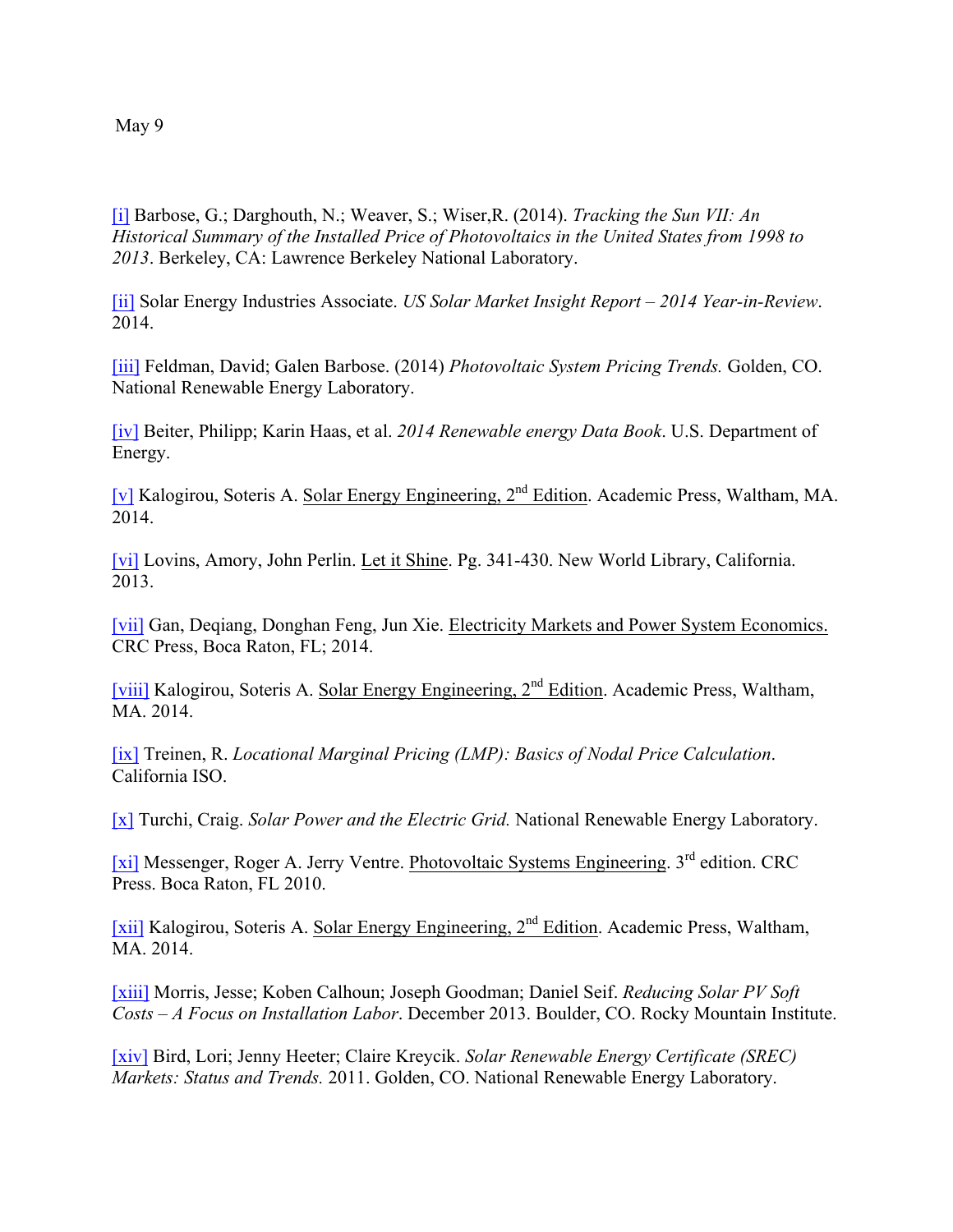May 9

[i] Barbose, G.; Darghouth, N.; Weaver, S.; Wiser,R. (2014). *Tracking the Sun VII: An Historical Summary of the Installed Price of Photovoltaics in the United States from 1998 to 2013*. Berkeley, CA: Lawrence Berkeley National Laboratory.

[ii] Solar Energy Industries Associate. *US Solar Market Insight Report – 2014 Year-in-Review*. 2014.

[iii] Feldman, David; Galen Barbose. (2014) *Photovoltaic System Pricing Trends.* Golden, CO. National Renewable Energy Laboratory.

[iv] Beiter, Philipp; Karin Haas, et al. *2014 Renewable energy Data Book*. U.S. Department of Energy.

[v] Kalogirou, Soteris A. Solar Energy Engineering, 2nd Edition. Academic Press, Waltham, MA. 2014.

[vi] Lovins, Amory, John Perlin. Let it Shine. Pg. 341-430. New World Library, California. 2013.

[vii] Gan, Deqiang, Donghan Feng, Jun Xie. Electricity Markets and Power System Economics. CRC Press, Boca Raton, FL; 2014.

[viii] Kalogirou, Soteris A. Solar Energy Engineering, 2nd Edition. Academic Press, Waltham, MA. 2014.

[ix] Treinen, R. *Locational Marginal Pricing (LMP): Basics of Nodal Price Calculation*. California ISO.

[x] Turchi, Craig. *Solar Power and the Electric Grid.* National Renewable Energy Laboratory.

[xi] Messenger, Roger A. Jerry Ventre. Photovoltaic Systems Engineering. 3rd edition. CRC Press. Boca Raton, FL 2010.

[xii] Kalogirou, Soteris A. Solar Energy Engineering, 2nd Edition. Academic Press, Waltham, MA. 2014.

[xiii] Morris, Jesse; Koben Calhoun; Joseph Goodman; Daniel Seif. *Reducing Solar PV Soft Costs – A Focus on Installation Labor*. December 2013. Boulder, CO. Rocky Mountain Institute.

[xiv] Bird, Lori; Jenny Heeter; Claire Kreycik. *Solar Renewable Energy Certificate (SREC) Markets: Status and Trends.* 2011. Golden, CO. National Renewable Energy Laboratory.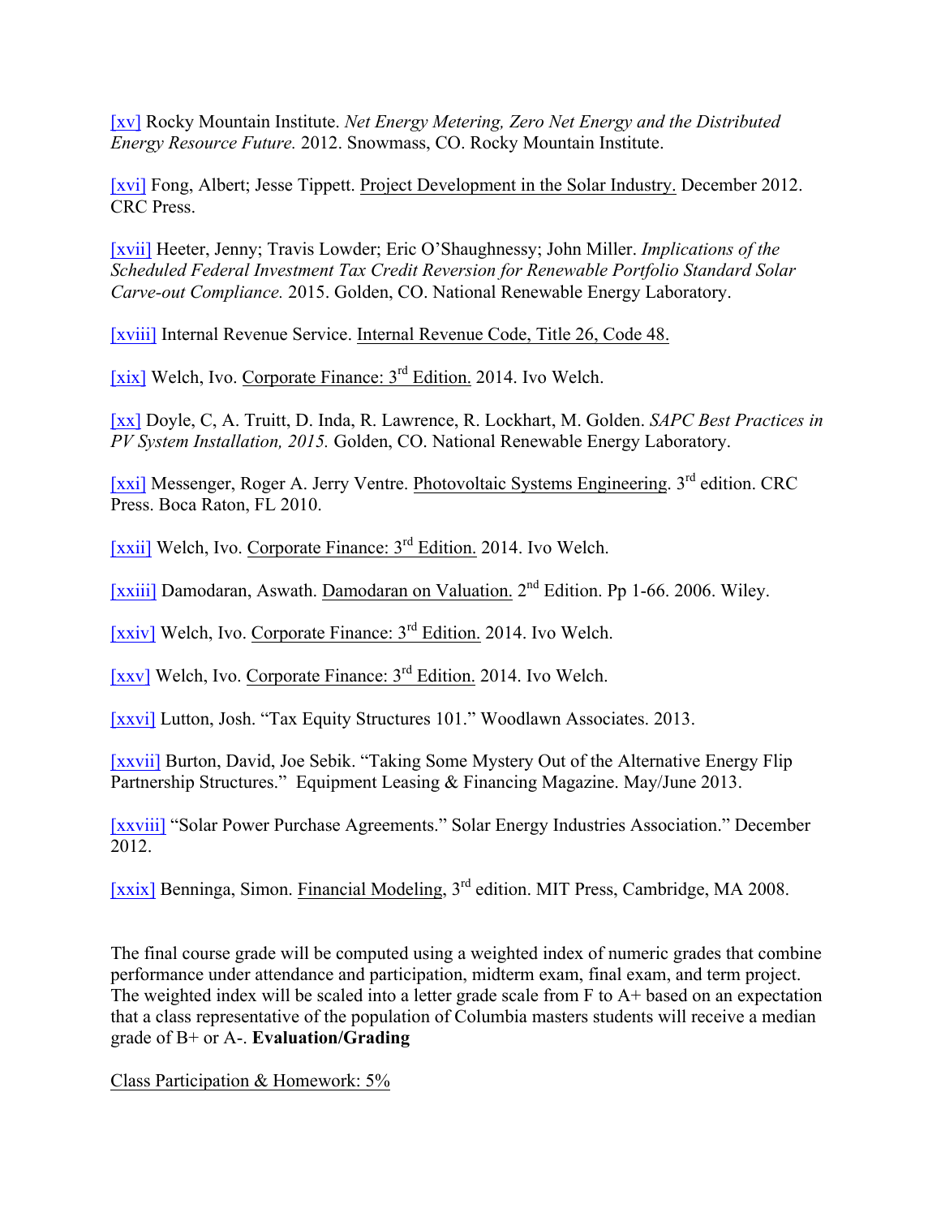[xv] Rocky Mountain Institute. *Net Energy Metering, Zero Net Energy and the Distributed Energy Resource Future.* 2012. Snowmass, CO. Rocky Mountain Institute.

[xvi] Fong, Albert; Jesse Tippett. Project Development in the Solar Industry. December 2012. CRC Press.

[xvii] Heeter, Jenny; Travis Lowder; Eric O'Shaughnessy; John Miller. *Implications of the Scheduled Federal Investment Tax Credit Reversion for Renewable Portfolio Standard Solar Carve-out Compliance.* 2015. Golden, CO. National Renewable Energy Laboratory.

[xviii] Internal Revenue Service. Internal Revenue Code, Title 26, Code 48.

[xix] Welch, Ivo. Corporate Finance: 3rd Edition. 2014. Ivo Welch.

[xx] Doyle, C, A. Truitt, D. Inda, R. Lawrence, R. Lockhart, M. Golden. *SAPC Best Practices in PV System Installation, 2015.* Golden, CO. National Renewable Energy Laboratory.

[xxi] Messenger, Roger A. Jerry Ventre. Photovoltaic Systems Engineering. 3rd edition. CRC Press. Boca Raton, FL 2010.

[xxii] Welch, Ivo. Corporate Finance: 3rd Edition. 2014. Ivo Welch.

[xxiii] Damodaran, Aswath. Damodaran on Valuation. 2nd Edition. Pp 1-66. 2006. Wiley.

[xxiv] Welch, Ivo. Corporate Finance: 3rd Edition. 2014. Ivo Welch.

[xxv] Welch, Ivo. Corporate Finance: 3rd Edition. 2014. Ivo Welch.

[xxvi] Lutton, Josh. "Tax Equity Structures 101." Woodlawn Associates. 2013.

[xxvii] Burton, David, Joe Sebik. "Taking Some Mystery Out of the Alternative Energy Flip Partnership Structures." Equipment Leasing & Financing Magazine. May/June 2013.

[xxviii] "Solar Power Purchase Agreements." Solar Energy Industries Association." December 2012.

[xxix] Benninga, Simon. Financial Modeling, 3rd edition. MIT Press, Cambridge, MA 2008.

The final course grade will be computed using a weighted index of numeric grades that combine performance under attendance and participation, midterm exam, final exam, and term project. The weighted index will be scaled into a letter grade scale from F to A+ based on an expectation that a class representative of the population of Columbia masters students will receive a median grade of B+ or A-. **Evaluation/Grading**

Class Participation & Homework: 5%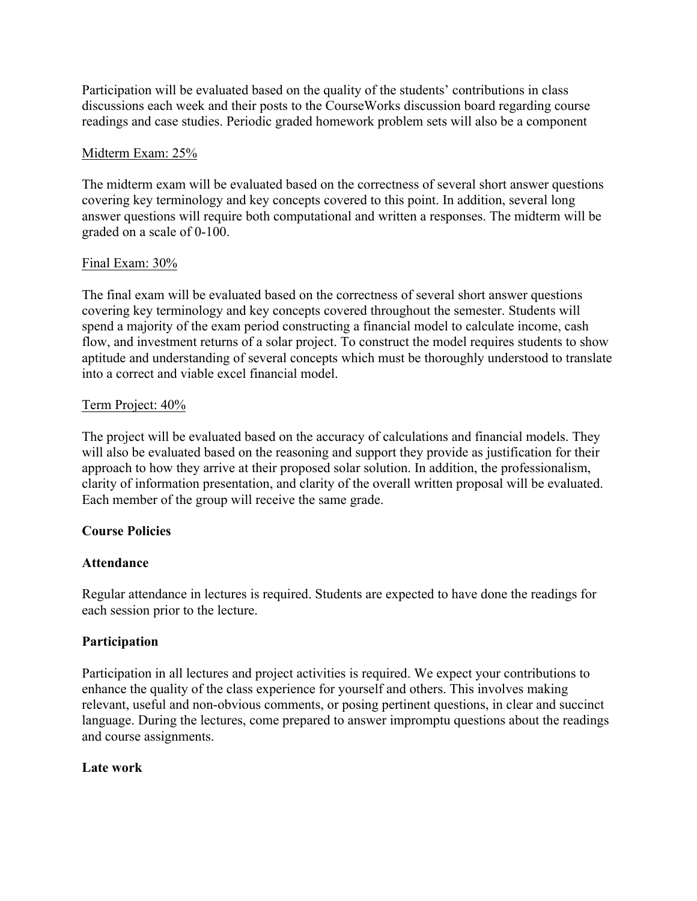Participation will be evaluated based on the quality of the students' contributions in class discussions each week and their posts to the CourseWorks discussion board regarding course readings and case studies. Periodic graded homework problem sets will also be a component

<u>Midterm Exam: 25%</u>

The midterm exam will be evaluated based on the correctness of several short answer questions covering key terminology and key concepts covered to this point. In addition, several long answer questions will require both computational and written a responses. The midterm will be graded on a scale of 0-100.

<u>Final Exam: 30%</u>

The final exam will be evaluated based on the correctness of several short answer questions covering key terminology and key concepts covered throughout the semester. Students will spend a majority of the exam period constructing a financial model to calculate income, cash flow, and investment returns of a solar project. To construct the model requires students to show aptitude and understanding of several concepts which must be thoroughly understood to translate into a correct and viable excel financial model.

<u>Term Project: 40%</u>

The project will be evaluated based on the accuracy of calculations and financial models. They will also be evaluated based on the reasoning and support they provide as justification for their approach to how they arrive at their proposed solar solution. In addition, the professionalism, clarity of information presentation, and clarity of the overall written proposal will be evaluated. Each member of the group will receive the same grade.

**Course Policies**

**Attendance**

Regular attendance in lectures is required. Students are expected to have done the readings for each session prior to the lecture.

**Participation**

Participation in all lectures and project activities is required. We expect your contributions to enhance the quality of the class experience for yourself and others. This involves making relevant, useful and non-obvious comments, or posing pertinent questions, in clear and succinct language. During the lectures, come prepared to answer impromptu questions about the readings and course assignments.

**Late work**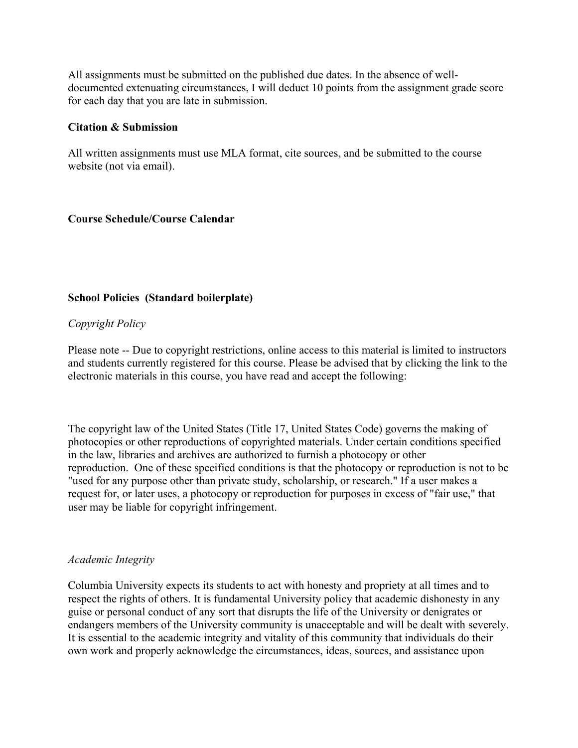All assignments must be submitted on the published due dates. In the absence of well-documented extenuating circumstances, I will deduct 10 points from the assignment grade score for each day that you are late in submission.

**Citation & Submission**

All written assignments must use MLA format, cite sources, and be submitted to the course website (not via email).

**Course Schedule/Course Calendar**

**School Policies (Standard boilerplate)**

*Copyright Policy*

Please note -- Due to copyright restrictions, online access to this material is limited to instructors and students currently registered for this course. Please be advised that by clicking the link to the electronic materials in this course, you have read and accept the following:

The copyright law of the United States (Title 17, United States Code) governs the making of photocopies or other reproductions of copyrighted materials. Under certain conditions specified in the law, libraries and archives are authorized to furnish a photocopy or other reproduction. One of these specified conditions is that the photocopy or reproduction is not to be "used for any purpose other than private study, scholarship, or research." If a user makes a request for, or later uses, a photocopy or reproduction for purposes in excess of "fair use," that user may be liable for copyright infringement.

*Academic Integrity*

Columbia University expects its students to act with honesty and propriety at all times and to respect the rights of others. It is fundamental University policy that academic dishonesty in any guise or personal conduct of any sort that disrupts the life of the University or denigrates or endangers members of the University community is unacceptable and will be dealt with severely. It is essential to the academic integrity and vitality of this community that individuals do their own work and properly acknowledge the circumstances, ideas, sources, and assistance upon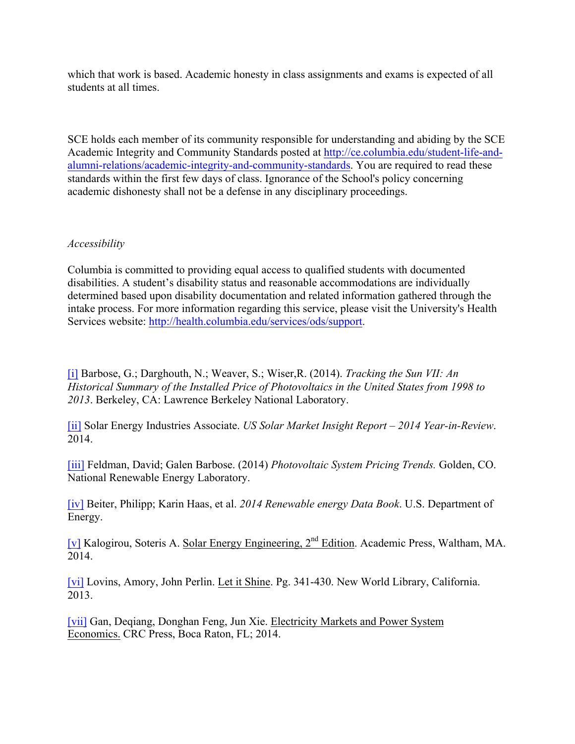which that work is based. Academic honesty in class assignments and exams is expected of all students at all times.

SCE holds each member of its community responsible for understanding and abiding by the SCE Academic Integrity and Community Standards posted at http://ce.columbia.edu/student-life-and-alumni-relations/academic-integrity-and-community-standards. You are required to read these standards within the first few days of class. Ignorance of the School's policy concerning academic dishonesty shall not be a defense in any disciplinary proceedings.

*Accessibility*

Columbia is committed to providing equal access to qualified students with documented disabilities. A student's disability status and reasonable accommodations are individually determined based upon disability documentation and related information gathered through the intake process. For more information regarding this service, please visit the University's Health Services website: http://health.columbia.edu/services/ods/support.

[i] Barbose, G.; Darghouth, N.; Weaver, S.; Wiser,R. (2014). *Tracking the Sun VII: An Historical Summary of the Installed Price of Photovoltaics in the United States from 1998 to 2013*. Berkeley, CA: Lawrence Berkeley National Laboratory.

[ii] Solar Energy Industries Associate. *US Solar Market Insight Report – 2014 Year-in-Review*. 2014.

[iii] Feldman, David; Galen Barbose. (2014) *Photovoltaic System Pricing Trends.* Golden, CO. National Renewable Energy Laboratory.

[iv] Beiter, Philipp; Karin Haas, et al. *2014 Renewable energy Data Book*. U.S. Department of Energy.

[v] Kalogirou, Soteris A. Solar Energy Engineering, 2nd Edition. Academic Press, Waltham, MA. 2014.

[vi] Lovins, Amory, John Perlin. Let it Shine. Pg. 341-430. New World Library, California. 2013.

[vii] Gan, Deqiang, Donghan Feng, Jun Xie. Electricity Markets and Power System Economics. CRC Press, Boca Raton, FL; 2014.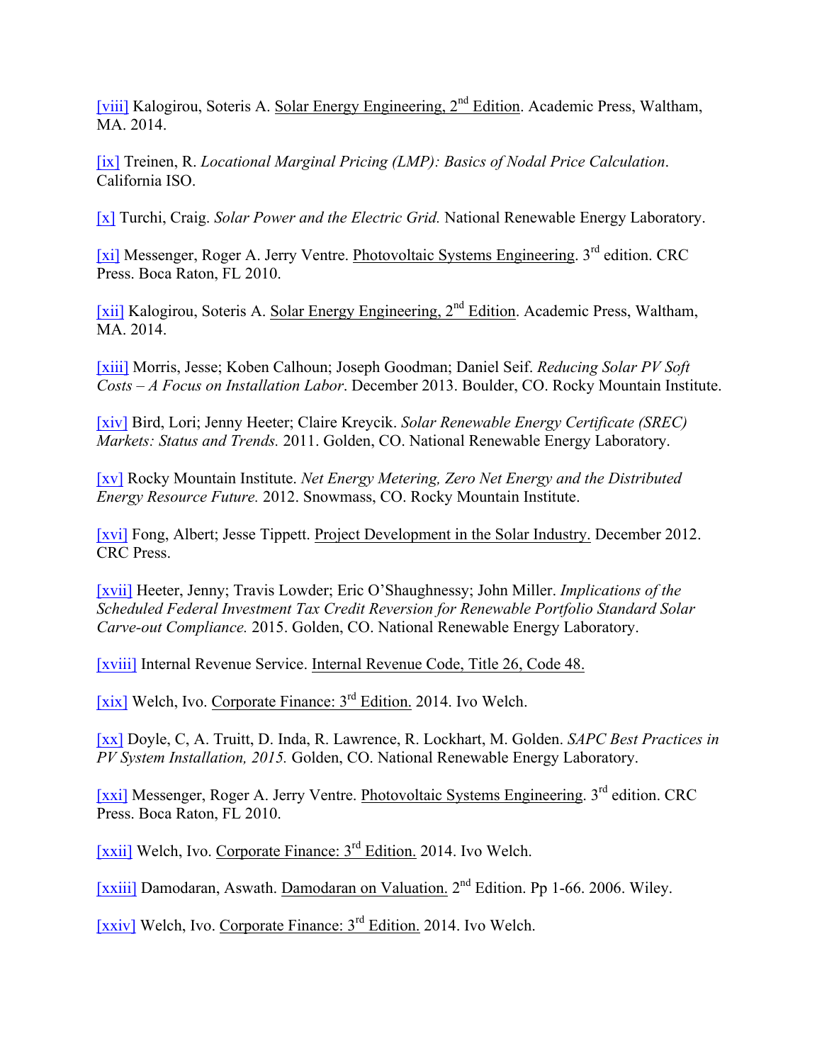[viii] Kalogirou, Soteris A. Solar Energy Engineering, 2nd Edition. Academic Press, Waltham, MA. 2014.

[ix] Treinen, R. *Locational Marginal Pricing (LMP): Basics of Nodal Price Calculation*. California ISO.

[x] Turchi, Craig. *Solar Power and the Electric Grid.* National Renewable Energy Laboratory.

[xi] Messenger, Roger A. Jerry Ventre. Photovoltaic Systems Engineering. 3rd edition. CRC Press. Boca Raton, FL 2010.

[xii] Kalogirou, Soteris A. Solar Energy Engineering, 2nd Edition. Academic Press, Waltham, MA. 2014.

[xiii] Morris, Jesse; Koben Calhoun; Joseph Goodman; Daniel Seif. *Reducing Solar PV Soft Costs – A Focus on Installation Labor*. December 2013. Boulder, CO. Rocky Mountain Institute.

[xiv] Bird, Lori; Jenny Heeter; Claire Kreycik. *Solar Renewable Energy Certificate (SREC) Markets: Status and Trends.* 2011. Golden, CO. National Renewable Energy Laboratory.

[xv] Rocky Mountain Institute. *Net Energy Metering, Zero Net Energy and the Distributed Energy Resource Future.* 2012. Snowmass, CO. Rocky Mountain Institute.

[xvi] Fong, Albert; Jesse Tippett. Project Development in the Solar Industry. December 2012. CRC Press.

[xvii] Heeter, Jenny; Travis Lowder; Eric O'Shaughnessy; John Miller. *Implications of the Scheduled Federal Investment Tax Credit Reversion for Renewable Portfolio Standard Solar Carve-out Compliance.* 2015. Golden, CO. National Renewable Energy Laboratory.

[xviii] Internal Revenue Service. Internal Revenue Code, Title 26, Code 48.

[xix] Welch, Ivo. Corporate Finance: 3rd Edition. 2014. Ivo Welch.

[xx] Doyle, C, A. Truitt, D. Inda, R. Lawrence, R. Lockhart, M. Golden. *SAPC Best Practices in PV System Installation, 2015.* Golden, CO. National Renewable Energy Laboratory.

[xxi] Messenger, Roger A. Jerry Ventre. Photovoltaic Systems Engineering. 3rd edition. CRC Press. Boca Raton, FL 2010.

[xxii] Welch, Ivo. Corporate Finance: 3rd Edition. 2014. Ivo Welch.

[xxiii] Damodaran, Aswath. Damodaran on Valuation. 2nd Edition. Pp 1-66. 2006. Wiley.

[xxiv] Welch, Ivo. Corporate Finance: 3rd Edition. 2014. Ivo Welch.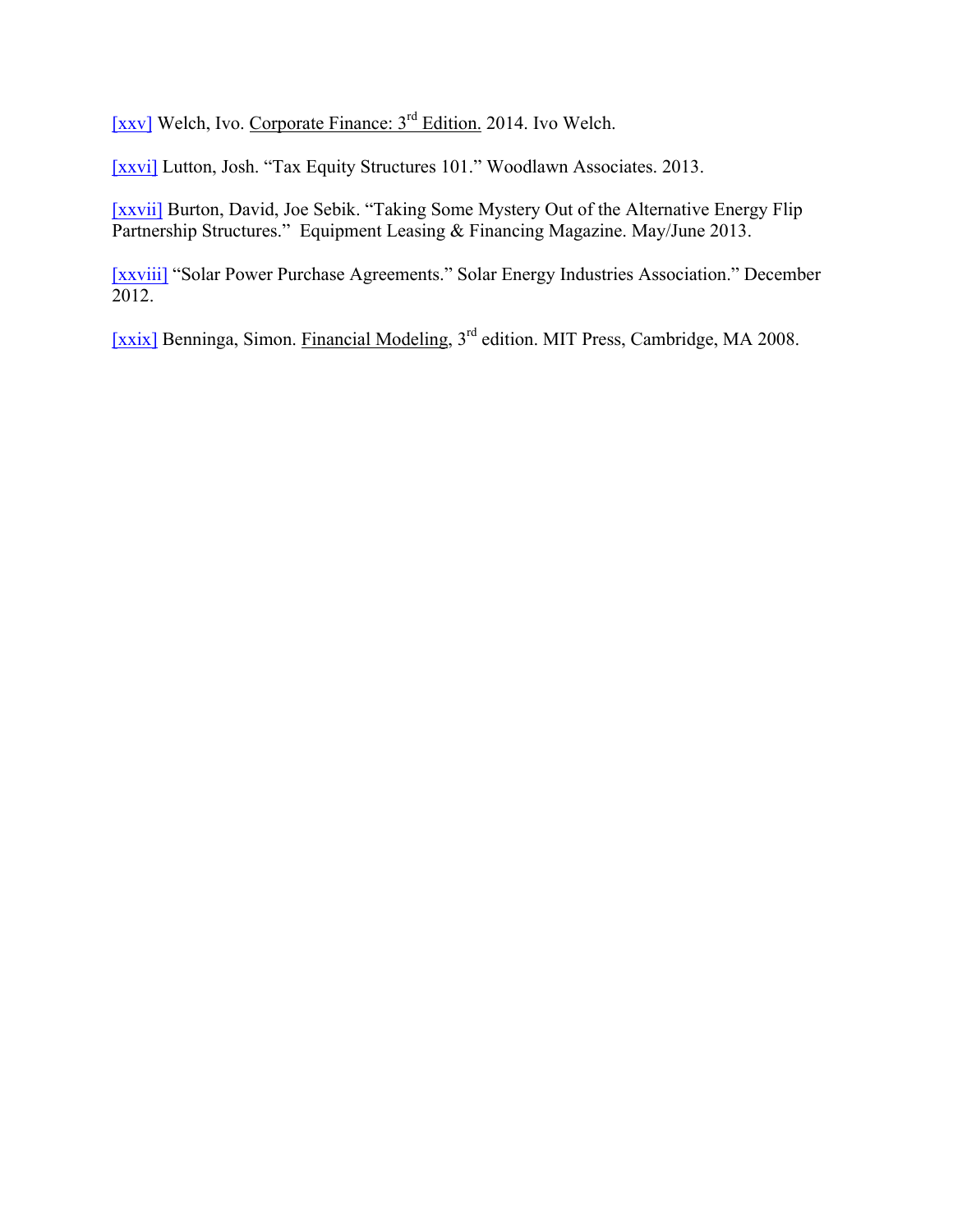[xxv] Welch, Ivo. Corporate Finance: 3rd Edition. 2014. Ivo Welch.

[xxvi] Lutton, Josh. “Tax Equity Structures 101.” Woodlawn Associates. 2013.

[xxvii] Burton, David, Joe Sebik. “Taking Some Mystery Out of the Alternative Energy Flip Partnership Structures.” Equipment Leasing & Financing Magazine. May/June 2013.

[xxviii] “Solar Power Purchase Agreements.” Solar Energy Industries Association.” December 2012.

[xxix] Benninga, Simon. Financial Modeling, 3rd edition. MIT Press, Cambridge, MA 2008.